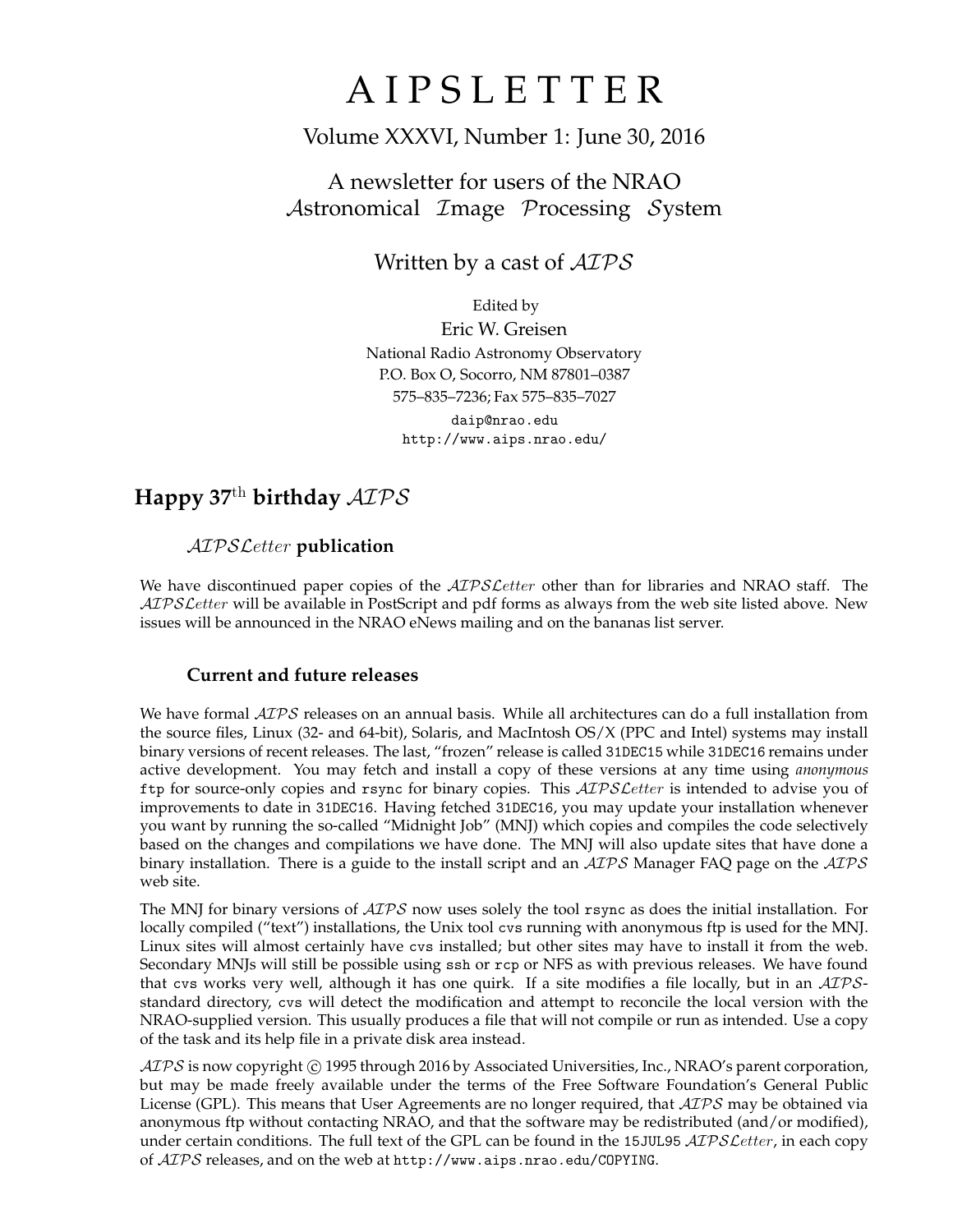# A I P S L E T T E R

Volume XXXVI, Number 1: June 30, 2016

A newsletter for users of the NRAO
*Astronomical Image Processing System*

Written by a cast of *AIPS*

Edited by
Eric W. Greisen
National Radio Astronomy Observatory
P.O. Box O, Socorro, NM 87801–0387
575–835–7236; Fax 575–835–7027
daip@nrao.edu
http://www.aips.nrao.edu/

## Happy 37th birthday *AIPS*

### *AIPSLetter* publication

We have discontinued paper copies of the *AIPSLetter* other than for libraries and NRAO staff. The *AIPSLetter* will be available in PostScript and pdf forms as always from the web site listed above. New issues will be announced in the NRAO eNews mailing and on the bananas list server.

### Current and future releases

We have formal *AIPS* releases on an annual basis. While all architectures can do a full installation from the source files, Linux (32- and 64-bit), Solaris, and MacIntosh OS/X (PPC and Intel) systems may install binary versions of recent releases. The last, "frozen" release is called `31DEC15` while `31DEC16` remains under active development. You may fetch and install a copy of these versions at any time using *anonymous* `ftp` for source-only copies and `rsync` for binary copies. This *AIPSLetter* is intended to advise you of improvements to date in `31DEC16`. Having fetched `31DEC16`, you may update your installation whenever you want by running the so-called "Midnight Job" (MNJ) which copies and compiles the code selectively based on the changes and compilations we have done. The MNJ will also update sites that have done a binary installation. There is a guide to the install script and an *AIPS* Manager FAQ page on the *AIPS* web site.

The MNJ for binary versions of *AIPS* now uses solely the tool `rsync` as does the initial installation. For locally compiled ("text") installations, the Unix tool `cvs` running with anonymous ftp is used for the MNJ. Linux sites will almost certainly have `cvs` installed; but other sites may have to install it from the web. Secondary MNJs will still be possible using `ssh` or `rcp` or NFS as with previous releases. We have found that `cvs` works very well, although it has one quirk. If a site modifies a file locally, but in an *AIPS*-standard directory, `cvs` will detect the modification and attempt to reconcile the local version with the NRAO-supplied version. This usually produces a file that will not compile or run as intended. Use a copy of the task and its help file in a private disk area instead.

*AIPS* is now copyright © 1995 through 2016 by Associated Universities, Inc., NRAO's parent corporation, but may be made freely available under the terms of the Free Software Foundation's General Public License (GPL). This means that User Agreements are no longer required, that *AIPS* may be obtained via anonymous ftp without contacting NRAO, and that the software may be redistributed (and/or modified), under certain conditions. The full text of the GPL can be found in the `15JUL95` *AIPSLetter*, in each copy of *AIPS* releases, and on the web at `http://www.aips.nrao.edu/COPYING`.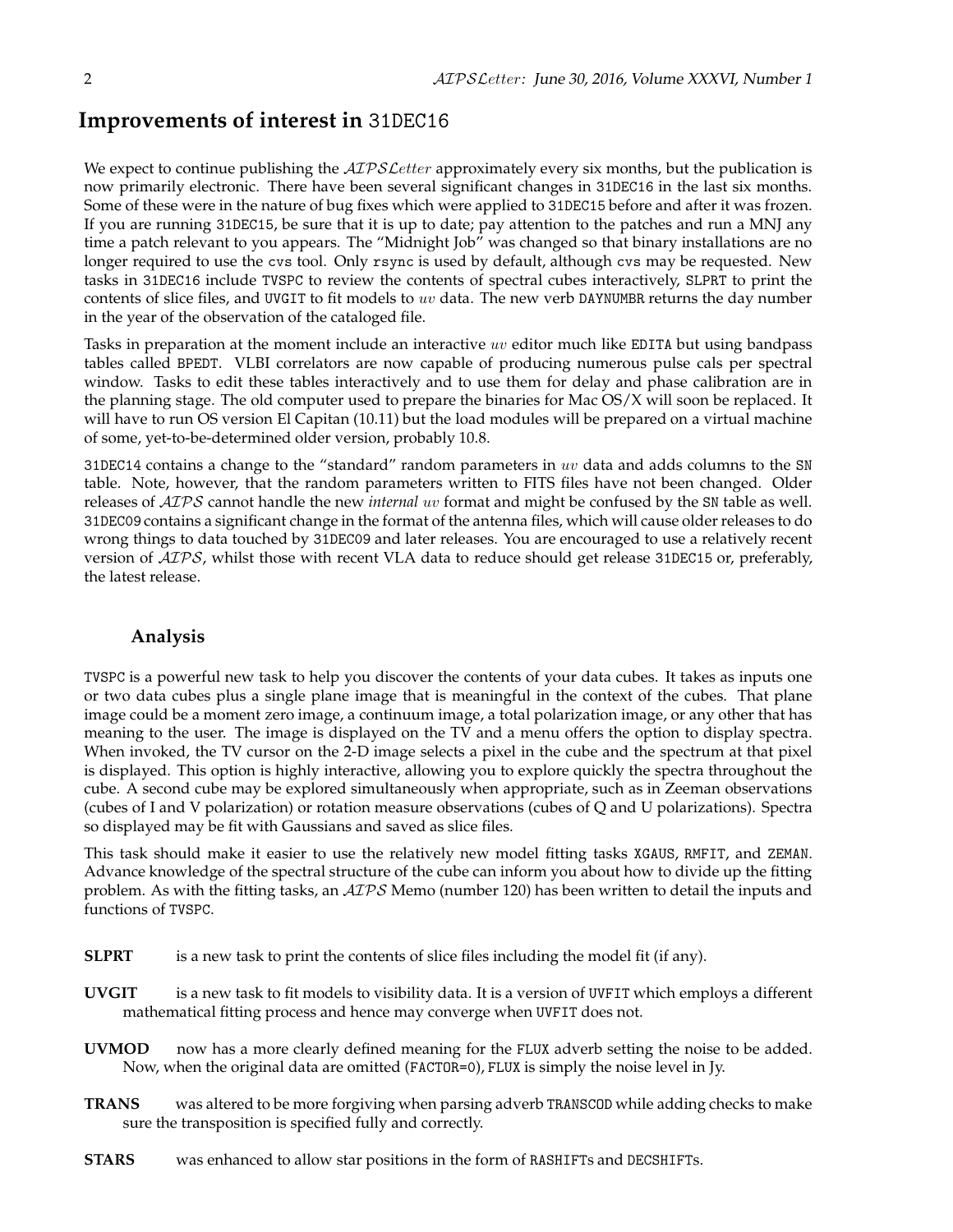## Improvements of interest in 31DEC16

We expect to continue publishing the *AIPSLetter* approximately every six months, but the publication is now primarily electronic. There have been several significant changes in 31DEC16 in the last six months. Some of these were in the nature of bug fixes which were applied to 31DEC15 before and after it was frozen. If you are running 31DEC15, be sure that it is up to date; pay attention to the patches and run a MNJ any time a patch relevant to you appears. The "Midnight Job" was changed so that binary installations are no longer required to use the cvs tool. Only rsync is used by default, although cvs may be requested. New tasks in 31DEC16 include TVSPC to review the contents of spectral cubes interactively, SLPRT to print the contents of slice files, and UVGIT to fit models to $uv$ data. The new verb DAYNUMBR returns the day number in the year of the observation of the cataloged file.

Tasks in preparation at the moment include an interactive $uv$ editor much like EDITA but using bandpass tables called BPEDT. VLBI correlators are now capable of producing numerous pulse cals per spectral window. Tasks to edit these tables interactively and to use them for delay and phase calibration are in the planning stage. The old computer used to prepare the binaries for Mac OS/X will soon be replaced. It will have to run OS version El Capitan (10.11) but the load modules will be prepared on a virtual machine of some, yet-to-be-determined older version, probably 10.8.

31DEC14 contains a change to the "standard" random parameters in $uv$ data and adds columns to the SN table. Note, however, that the random parameters written to FITS files have not been changed. Older releases of *AIPS* cannot handle the new *internal* $uv$ format and might be confused by the SN table as well. 31DEC09 contains a significant change in the format of the antenna files, which will cause older releases to do wrong things to data touched by 31DEC09 and later releases. You are encouraged to use a relatively recent version of *AIPS*, whilst those with recent VLA data to reduce should get release 31DEC15 or, preferably, the latest release.

### Analysis

TVSPC is a powerful new task to help you discover the contents of your data cubes. It takes as inputs one or two data cubes plus a single plane image that is meaningful in the context of the cubes. That plane image could be a moment zero image, a continuum image, a total polarization image, or any other that has meaning to the user. The image is displayed on the TV and a menu offers the option to display spectra. When invoked, the TV cursor on the 2-D image selects a pixel in the cube and the spectrum at that pixel is displayed. This option is highly interactive, allowing you to explore quickly the spectra throughout the cube. A second cube may be explored simultaneously when appropriate, such as in Zeeman observations (cubes of I and V polarization) or rotation measure observations (cubes of Q and U polarizations). Spectra so displayed may be fit with Gaussians and saved as slice files.

This task should make it easier to use the relatively new model fitting tasks XGAUS, RMFIT, and ZEMAN. Advance knowledge of the spectral structure of the cube can inform you about how to divide up the fitting problem. As with the fitting tasks, an *AIPS* Memo (number 120) has been written to detail the inputs and functions of TVSPC.

**SLPRT** is a new task to print the contents of slice files including the model fit (if any).

**UVGIT** is a new task to fit models to visibility data. It is a version of UVFIT which employs a different mathematical fitting process and hence may converge when UVFIT does not.

**UVMOD** now has a more clearly defined meaning for the FLUX adverb setting the noise to be added. Now, when the original data are omitted (FACTOR=0), FLUX is simply the noise level in Jy.

**TRANS** was altered to be more forgiving when parsing adverb TRANSCOD while adding checks to make sure the transposition is specified fully and correctly.

**STARS** was enhanced to allow star positions in the form of RASHIFTs and DECSHIFTs.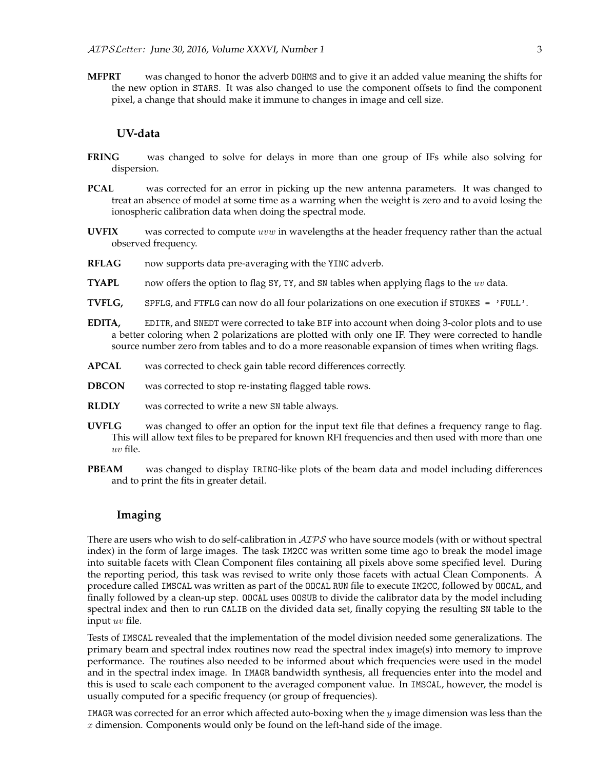**MFPRT** was changed to honor the adverb DOHMS and to give it an added value meaning the shifts for the new option in STARS. It was also changed to use the component offsets to find the component pixel, a change that should make it immune to changes in image and cell size.

### UV-data

**FRING** was changed to solve for delays in more than one group of IFs while also solving for dispersion.

**PCAL** was corrected for an error in picking up the new antenna parameters. It was changed to treat an absence of model at some time as a warning when the weight is zero and to avoid losing the ionospheric calibration data when doing the spectral mode.

**UVFIX** was corrected to compute $uvw$ in wavelengths at the header frequency rather than the actual observed frequency.

**RFLAG** now supports data pre-averaging with the YINC adverb.

**TYAPL** now offers the option to flag SY, TY, and SN tables when applying flags to the $uv$ data.

**TVFLG,** SPFLG, and FTFLG can now do all four polarizations on one execution if STOKES = 'FULL'.

**EDITA,** EDITR, and SNEDT were corrected to take BIF into account when doing 3-color plots and to use a better coloring when 2 polarizations are plotted with only one IF. They were corrected to handle source number zero from tables and to do a more reasonable expansion of times when writing flags.

**APCAL** was corrected to check gain table record differences correctly.

**DBCON** was corrected to stop re-instating flagged table rows.

**RLDLY** was corrected to write a new SN table always.

**UVFLG** was changed to offer an option for the input text file that defines a frequency range to flag. This will allow text files to be prepared for known RFI frequencies and then used with more than one $uv$ file.

**PBEAM** was changed to display IRING-like plots of the beam data and model including differences and to print the fits in greater detail.

### Imaging

There are users who wish to do self-calibration in *AIPS* who have source models (with or without spectral index) in the form of large images. The task IM2CC was written some time ago to break the model image into suitable facets with Clean Component files containing all pixels above some specified level. During the reporting period, this task was revised to write only those facets with actual Clean Components. A procedure called IMSCAL was written as part of the OOCAL RUN file to execute IM2CC, followed by OOCAL, and finally followed by a clean-up step. OOCAL uses OOSUB to divide the calibrator data by the model including spectral index and then to run CALIB on the divided data set, finally copying the resulting SN table to the input $uv$ file.

Tests of IMSCAL revealed that the implementation of the model division needed some generalizations. The primary beam and spectral index routines now read the spectral index image(s) into memory to improve performance. The routines also needed to be informed about which frequencies were used in the model and in the spectral index image. In IMAGR bandwidth synthesis, all frequencies enter into the model and this is used to scale each component to the averaged component value. In IMSCAL, however, the model is usually computed for a specific frequency (or group of frequencies).

IMAGR was corrected for an error which affected auto-boxing when the $y$ image dimension was less than the $x$ dimension. Components would only be found on the left-hand side of the image.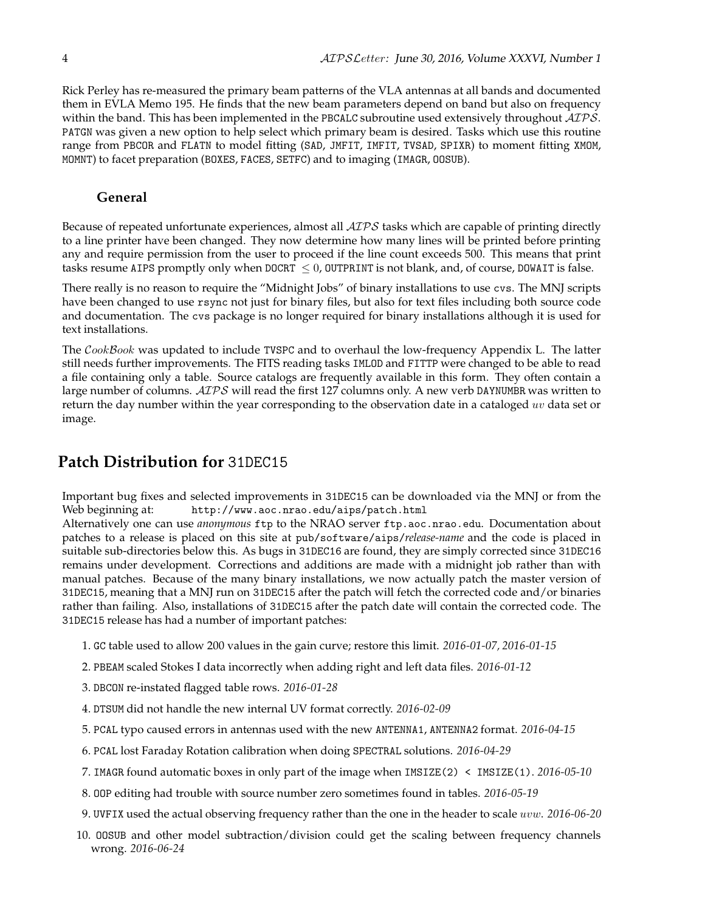Rick Perley has re-measured the primary beam patterns of the VLA antennas at all bands and documented them in EVLA Memo 195. He finds that the new beam parameters depend on band but also on frequency within the band. This has been implemented in the PBCALC subroutine used extensively throughout *AIPS*. PATGN was given a new option to help select which primary beam is desired. Tasks which use this routine range from PBCOR and FLATN to model fitting (SAD, JMFIT, IMFIT, TVSAD, SPIXR) to moment fitting XMOM, MOMNT) to facet preparation (BOXES, FACES, SETFC) and to imaging (IMAGR, OOSUB).

### General

Because of repeated unfortunate experiences, almost all *AIPS* tasks which are capable of printing directly to a line printer have been changed. They now determine how many lines will be printed before printing any and require permission from the user to proceed if the line count exceeds 500. This means that print tasks resume AIPS promptly only when DOCRT $\leq 0$, OUTPRINT is not blank, and, of course, DOWAIT is false.

There really is no reason to require the "Midnight Jobs" of binary installations to use cvs. The MNJ scripts have been changed to use rsync not just for binary files, but also for text files including both source code and documentation. The cvs package is no longer required for binary installations although it is used for text installations.

The *CookBook* was updated to include TVSPC and to overhaul the low-frequency Appendix L. The latter still needs further improvements. The FITS reading tasks IMLOD and FITTP were changed to be able to read a file containing only a table. Source catalogs are frequently available in this form. They often contain a large number of columns. *AIPS* will read the first 127 columns only. A new verb DAYNUMBR was written to return the day number within the year corresponding to the observation date in a cataloged $uv$ data set or image.

## Patch Distribution for 31DEC15

Important bug fixes and selected improvements in 31DEC15 can be downloaded via the MNJ or from the Web beginning at: http://www.aoc.nrao.edu/aips/patch.html

Alternatively one can use *anonymous* ftp to the NRAO server ftp.aoc.nrao.edu. Documentation about patches to a release is placed on this site at pub/software/aips/*release-name* and the code is placed in suitable sub-directories below this. As bugs in 31DEC16 are found, they are simply corrected since 31DEC16 remains under development. Corrections and additions are made with a midnight job rather than with manual patches. Because of the many binary installations, we now actually patch the master version of 31DEC15, meaning that a MNJ run on 31DEC15 after the patch will fetch the corrected code and/or binaries rather than failing. Also, installations of 31DEC15 after the patch date will contain the corrected code. The 31DEC15 release has had a number of important patches:

1. GC table used to allow 200 values in the gain curve; restore this limit. *2016-01-07, 2016-01-15*
2. PBEAM scaled Stokes I data incorrectly when adding right and left data files. *2016-01-12*
3. DBCON re-instated flagged table rows. *2016-01-28*
4. DTSUM did not handle the new internal UV format correctly. *2016-02-09*
5. PCAL typo caused errors in antennas used with the new ANTENNA1, ANTENNA2 format. *2016-04-15*
6. PCAL lost Faraday Rotation calibration when doing SPECTRAL solutions. *2016-04-29*
7. IMAGR found automatic boxes in only part of the image when IMSIZE(2) < IMSIZE(1). *2016-05-10*
8. OOP editing had trouble with source number zero sometimes found in tables. *2016-05-19*
9. UVFIX used the actual observing frequency rather than the one in the header to scale $uvw$. *2016-06-20*
10. OOSUB and other model subtraction/division could get the scaling between frequency channels wrong. *2016-06-24*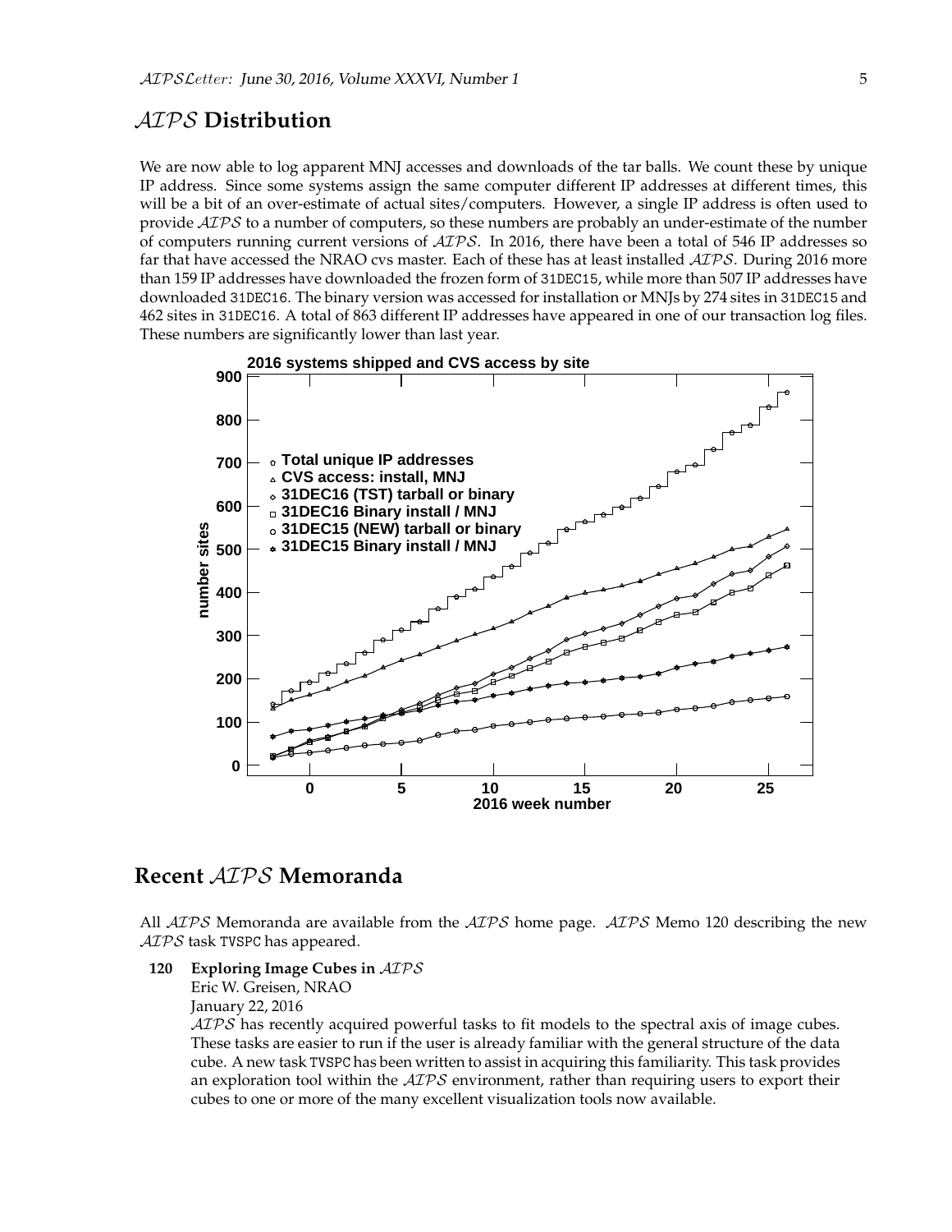## AIPS Distribution

We are now able to log apparent MNJ accesses and downloads of the tar balls. We count these by unique IP address. Since some systems assign the same computer different IP addresses at different times, this will be a bit of an over-estimate of actual sites/computers. However, a single IP address is often used to provide AIPS to a number of computers, so these numbers are probably an under-estimate of the number of computers running current versions of AIPS. In 2016, there have been a total of 546 IP addresses so far that have accessed the NRAO cvs master. Each of these has at least installed AIPS. During 2016 more than 159 IP addresses have downloaded the frozen form of 31DEC15, while more than 507 IP addresses have downloaded 31DEC16. The binary version was accessed for installation or MNJs by 274 sites in 31DEC15 and 462 sites in 31DEC16. A total of 863 different IP addresses have appeared in one of our transaction log files. These numbers are significantly lower than last year.

## Recent AIPS Memoranda

All AIPS Memoranda are available from the AIPS home page. AIPS Memo 120 describing the new AIPS task TVSPC has appeared.

**120 Exploring Image Cubes in AIPS**
Eric W. Greisen, NRAO
January 22, 2016
AIPS has recently acquired powerful tasks to fit models to the spectral axis of image cubes. These tasks are easier to run if the user is already familiar with the general structure of the data cube. A new task TVSPC has been written to assist in acquiring this familiarity. This task provides an exploration tool within the AIPS environment, rather than requiring users to export their cubes to one or more of the many excellent visualization tools now available.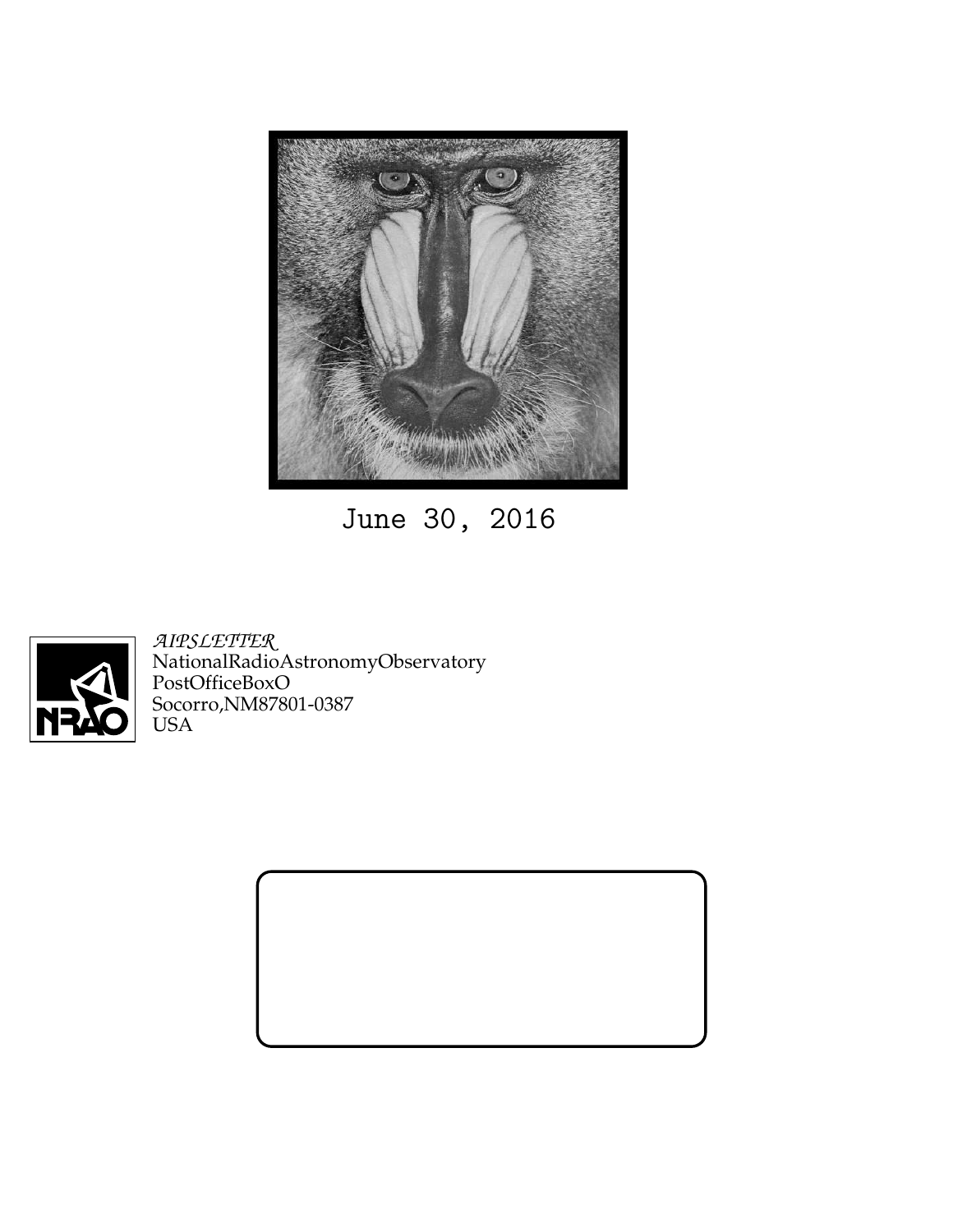June 30, 2016

*AIPSLETTER*
NationalRadioAstronomyObservatory
PostOfficeBoxO
Socorro,NM87801-0387
USA